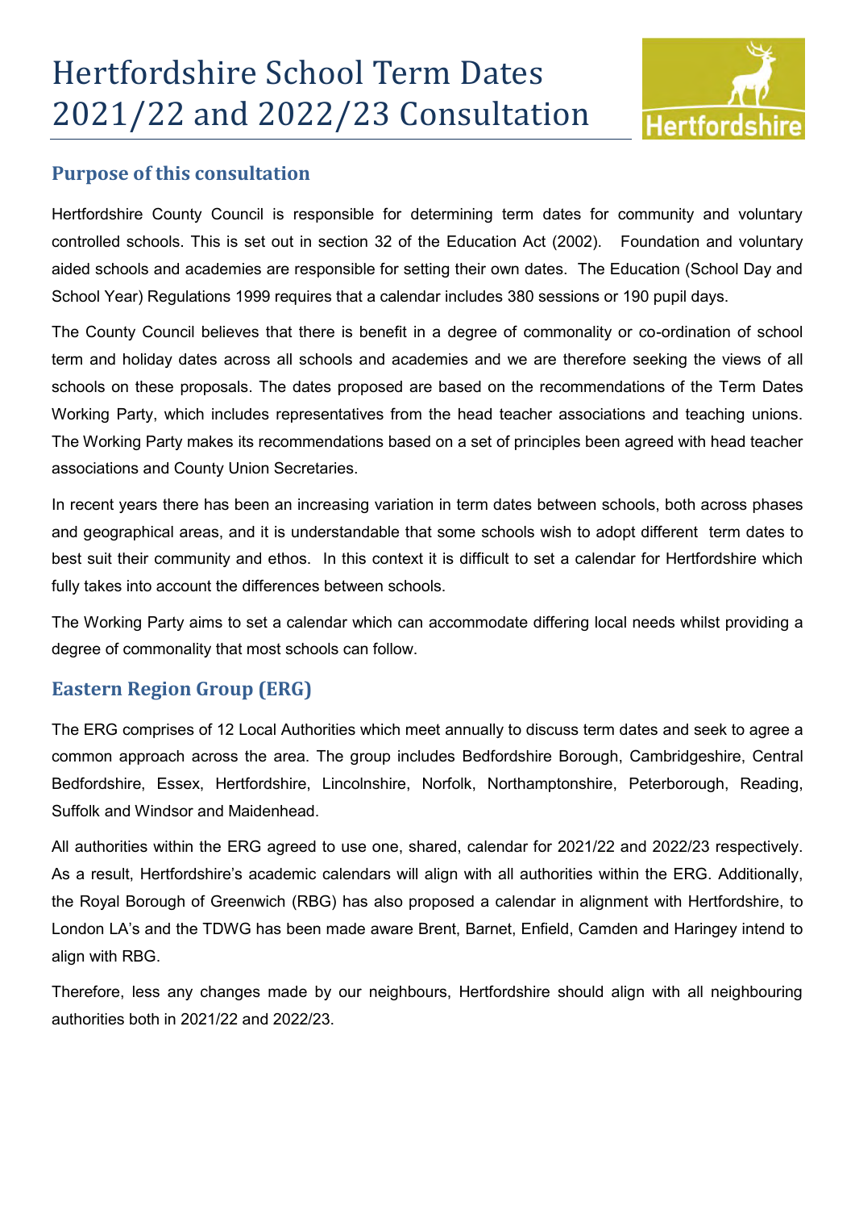# Hertfordshire School Term Dates 2021/22 and 2022/23 Consultation

## Purpose of this consultation

Hertfordshire County Council is responsible for determining term dates for community and voluntary controlled schools. This is set out in section 32 of the Education Act (2002). Foundation and voluntary aided schools and academies are responsible for setting their own dates. The Education (School Day and School Year) Regulations 1999 requires that a calendar includes 380 sessions or 190 pupil days.

The County Council believes that there is benefit in a degree of commonality or co-ordination of school term and holiday dates across all schools and academies and we are therefore seeking the views of all schools on these proposals. The dates proposed are based on the recommendations of the Term Dates Working Party, which includes representatives from the head teacher associations and teaching unions. The Working Party makes its recommendations based on a set of principles been agreed with head teacher associations and County Union Secretaries.

In recent years there has been an increasing variation in term dates between schools, both across phases and geographical areas, and it is understandable that some schools wish to adopt different term dates to best suit their community and ethos. In this context it is difficult to set a calendar for Hertfordshire which fully takes into account the differences between schools.

The Working Party aims to set a calendar which can accommodate differing local needs whilst providing a degree of commonality that most schools can follow.

## Eastern Region Group (ERG)

The ERG comprises of 12 Local Authorities which meet annually to discuss term dates and seek to agree a common approach across the area. The group includes Bedfordshire Borough, Cambridgeshire, Central Bedfordshire, Essex, Hertfordshire, Lincolnshire, Norfolk, Northamptonshire, Peterborough, Reading, Suffolk and Windsor and Maidenhead.

All authorities within the ERG agreed to use one, shared, calendar for 2021/22 and 2022/23 respectively. As a result, Hertfordshire's academic calendars will align with all authorities within the ERG. Additionally, the Royal Borough of Greenwich (RBG) has also proposed a calendar in alignment with Hertfordshire, to London LA's and the TDWG has been made aware Brent, Barnet, Enfield, Camden and Haringey intend to align with RBG.

Therefore, less any changes made by our neighbours, Hertfordshire should align with all neighbouring authorities both in 2021/22 and 2022/23.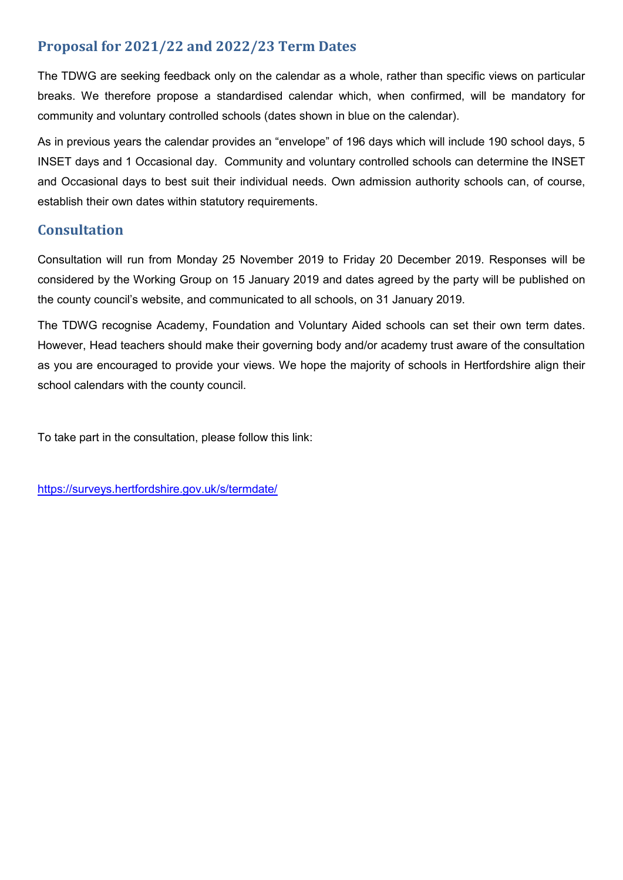## Proposal for 2021/22 and 2022/23 Term Dates

The TDWG are seeking feedback only on the calendar as a whole, rather than specific views on particular breaks. We therefore propose a standardised calendar which, when confirmed, will be mandatory for community and voluntary controlled schools (dates shown in blue on the calendar).

As in previous years the calendar provides an "envelope" of 196 days which will include 190 school days, 5 INSET days and 1 Occasional day. Community and voluntary controlled schools can determine the INSET and Occasional days to best suit their individual needs. Own admission authority schools can, of course, establish their own dates within statutory requirements.

## Consultation

Consultation will run from Monday 25 November 2019 to Friday 20 December 2019. Responses will be considered by the Working Group on 15 January 2019 and dates agreed by the party will be published on the county council's website, and communicated to all schools, on 31 January 2019.

The TDWG recognise Academy, Foundation and Voluntary Aided schools can set their own term dates. However, Head teachers should make their governing body and/or academy trust aware of the consultation as you are encouraged to provide your views. We hope the majority of schools in Hertfordshire align their school calendars with the county council.

To take part in the consultation, please follow this link:

https://surveys.hertfordshire.gov.uk/s/termdate/